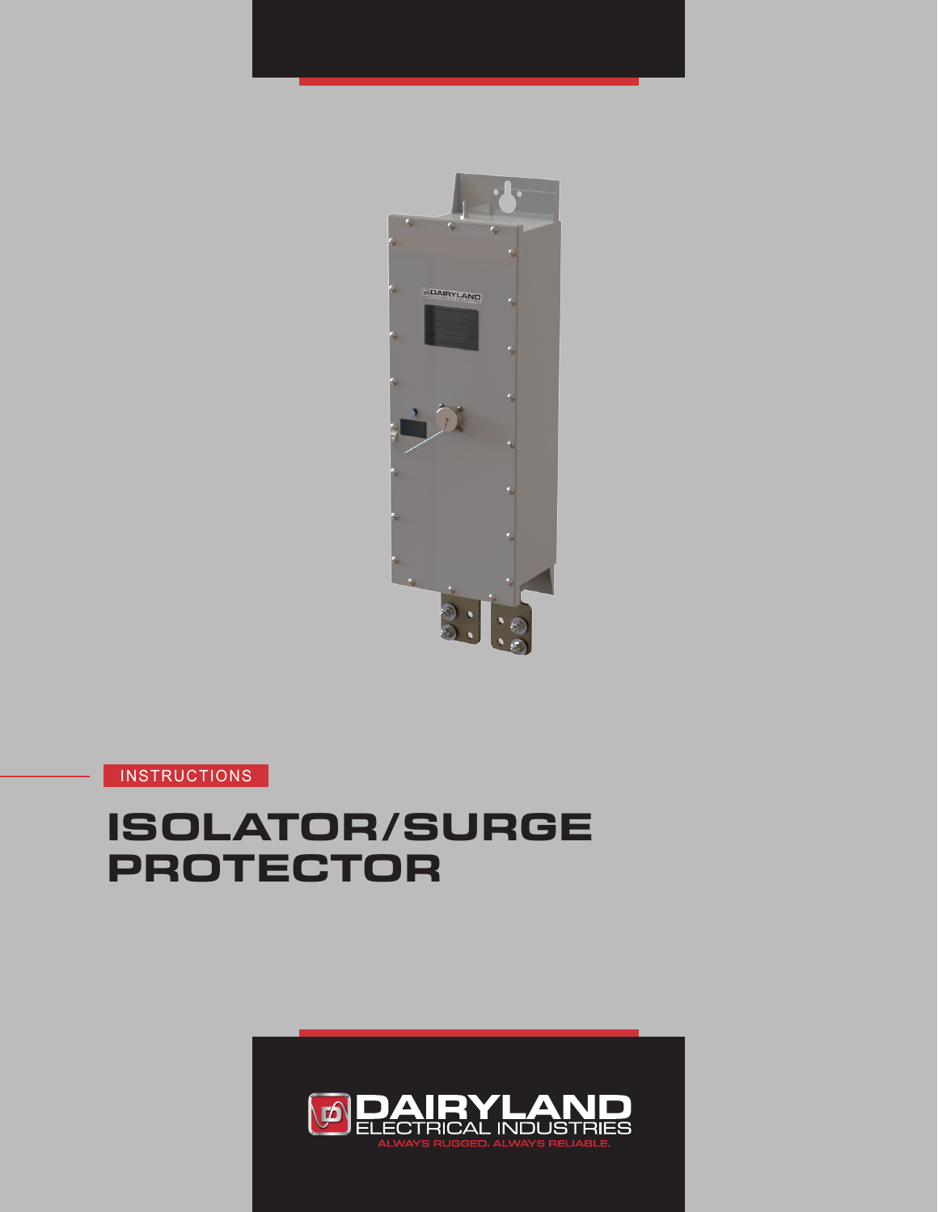INSTRUCTIONS

# ISOLATOR/SURGE PROTECTOR

DAIRYLAND ELECTRICAL INDUSTRIES

ALWAYS RUGGED. ALWAYS RELIABLE.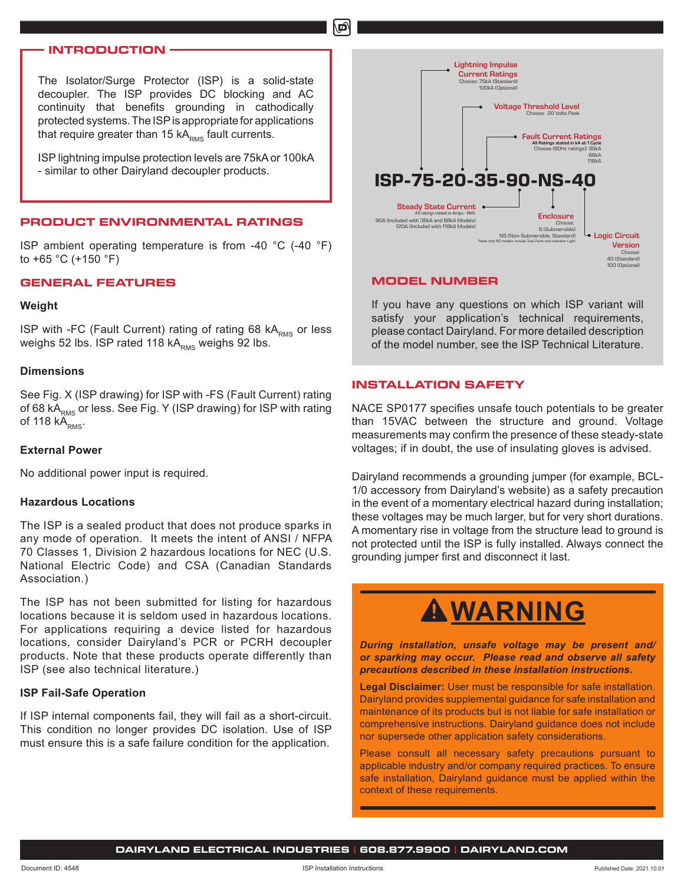## INTRODUCTION

The Isolator/Surge Protector (ISP) is a solid-state decoupler. The ISP provides DC blocking and AC continuity that benefits grounding in cathodically protected systems. The ISP is appropriate for applications that require greater than 15 $kA_{RMS}$ fault currents.

ISP lightning impulse protection levels are 75kA or 100kA - similar to other Dairyland decoupler products.

## PRODUCT ENVIRONMENTAL RATINGS

ISP ambient operating temperature is from -40 °C (-40 °F) to +65 °C (+150 °F)

## GENERAL FEATURES

### Weight

ISP with -FC (Fault Current) rating of rating 68 $kA_{RMS}$ or less weighs 52 lbs. ISP rated 118 $kA_{RMS}$ weighs 92 lbs.

### Dimensions

See Fig. X (ISP drawing) for ISP with -FS (Fault Current) rating of 68 $kA_{RMS}$ or less. See Fig. Y (ISP drawing) for ISP with rating of 118 $kA_{RMS}$.

### External Power

No additional power input is required.

### Hazardous Locations

The ISP is a sealed product that does not produce sparks in any mode of operation. It meets the intent of ANSI / NFPA 70 Classes 1, Division 2 hazardous locations for NEC (U.S. National Electric Code) and CSA (Canadian Standards Association.)

The ISP has not been submitted for listing for hazardous locations because it is seldom used in hazardous locations. For applications requiring a device listed for hazardous locations, consider Dairyland's PCR or PCRH decoupler products. Note that these products operate differently than ISP (see also technical literature.)

### ISP Fail-Safe Operation

If ISP internal components fail, they will fail as a short-circuit. This condition no longer provides DC isolation. Use of ISP must ensure this is a safe failure condition for the application.

**ISP-75-20-35-90-NS-40**

- **Lightning Impulse Current Ratings** — Choose: 75kA (Standard), 100kA (Optional)
- **Voltage Threshold Level** — Choose: 20 Volts Peak
- **Fault Current Ratings** — All Ratings stated in kA at 1 Cycle. Choose (60Hz ratings): 35kA, 68kA, 118kA
- **Steady State Current** — All ratings stated in Amps - RMS. 90A (Included with 35kA and 68kA Models), 120A (Included with 118kA Models)
- **Enclosure** — Choose: S (Submersible), NS (Non-Submersible, Standard). *Note only NS models include Test Point and Indicator Light
- **Logic Circuit Version** — Choose: 40 (Standard), 100 (Optional)

## MODEL NUMBER

If you have any questions on which ISP variant will satisfy your application's technical requirements, please contact Dairyland. For more detailed description of the model number, see the ISP Technical Literature.

## INSTALLATION SAFETY

NACE SP0177 specifies unsafe touch potentials to be greater than 15VAC between the structure and ground. Voltage measurements may confirm the presence of these steady-state voltages; if in doubt, the use of insulating gloves is advised.

Dairyland recommends a grounding jumper (for example, BCL-1/0 accessory from Dairyland's website) as a safety precaution in the event of a momentary electrical hazard during installation; these voltages may be much larger, but for very short durations. A momentary rise in voltage from the structure lead to ground is not protected until the ISP is fully installed. Always connect the grounding jumper first and disconnect it last.

## ⚠WARNING

***During installation, unsafe voltage may be present and/or sparking may occur. Please read and observe all safety precautions described in these installation instructions.***

**Legal Disclaimer:** User must be responsible for safe installation. Dairyland provides supplemental guidance for safe installation and maintenance of its products but is not liable for safe installation or comprehensive instructions. Dairyland guidance does not include nor supersede other application safety considerations.

Please consult all necessary safety precautions pursuant to applicable industry and/or company required practices. To ensure safe installation, Dairyland guidance must be applied within the context of these requirements.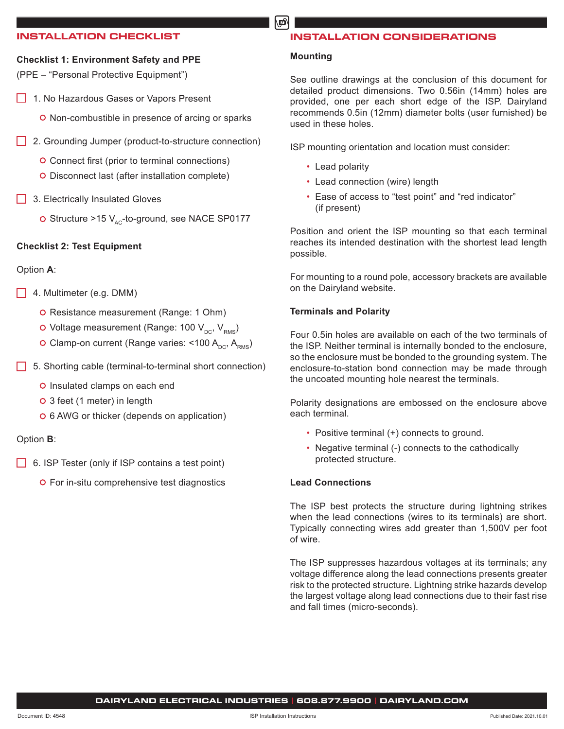## INSTALLATION CHECKLIST

**Checklist 1: Environment Safety and PPE**

(PPE – "Personal Protective Equipment")

- [ ] 1. No Hazardous Gases or Vapors Present
  - Non-combustible in presence of arcing or sparks
- [ ] 2. Grounding Jumper (product-to-structure connection)
  - Connect first (prior to terminal connections)
  - Disconnect last (after installation complete)
- [ ] 3. Electrically Insulated Gloves
  - Structure >15 $V_{AC}$-to-ground, see NACE SP0177

**Checklist 2: Test Equipment**

Option **A**:

- [ ] 4. Multimeter (e.g. DMM)
  - Resistance measurement (Range: 1 Ohm)
  - Voltage measurement (Range: 100 $V_{DC}$, $V_{RMS}$)
  - Clamp-on current (Range varies: <100 $A_{DC}$, $A_{RMS}$)
- [ ] 5. Shorting cable (terminal-to-terminal short connection)
  - Insulated clamps on each end
  - 3 feet (1 meter) in length
  - 6 AWG or thicker (depends on application)

Option **B**:

- [ ] 6. ISP Tester (only if ISP contains a test point)
  - For in-situ comprehensive test diagnostics

## INSTALLATION CONSIDERATIONS

**Mounting**

See outline drawings at the conclusion of this document for detailed product dimensions. Two 0.56in (14mm) holes are provided, one per each short edge of the ISP. Dairyland recommends 0.5in (12mm) diameter bolts (user furnished) be used in these holes.

ISP mounting orientation and location must consider:

- Lead polarity
- Lead connection (wire) length
- Ease of access to "test point" and "red indicator" (if present)

Position and orient the ISP mounting so that each terminal reaches its intended destination with the shortest lead length possible.

For mounting to a round pole, accessory brackets are available on the Dairyland website.

**Terminals and Polarity**

Four 0.5in holes are available on each of the two terminals of the ISP. Neither terminal is internally bonded to the enclosure, so the enclosure must be bonded to the grounding system. The enclosure-to-station bond connection may be made through the uncoated mounting hole nearest the terminals.

Polarity designations are embossed on the enclosure above each terminal.

- Positive terminal (+) connects to ground.
- Negative terminal (-) connects to the cathodically protected structure.

**Lead Connections**

The ISP best protects the structure during lightning strikes when the lead connections (wires to its terminals) are short. Typically connecting wires add greater than 1,500V per foot of wire.

The ISP suppresses hazardous voltages at its terminals; any voltage difference along the lead connections presents greater risk to the protected structure. Lightning strike hazards develop the largest voltage along lead connections due to their fast rise and fall times (micro-seconds).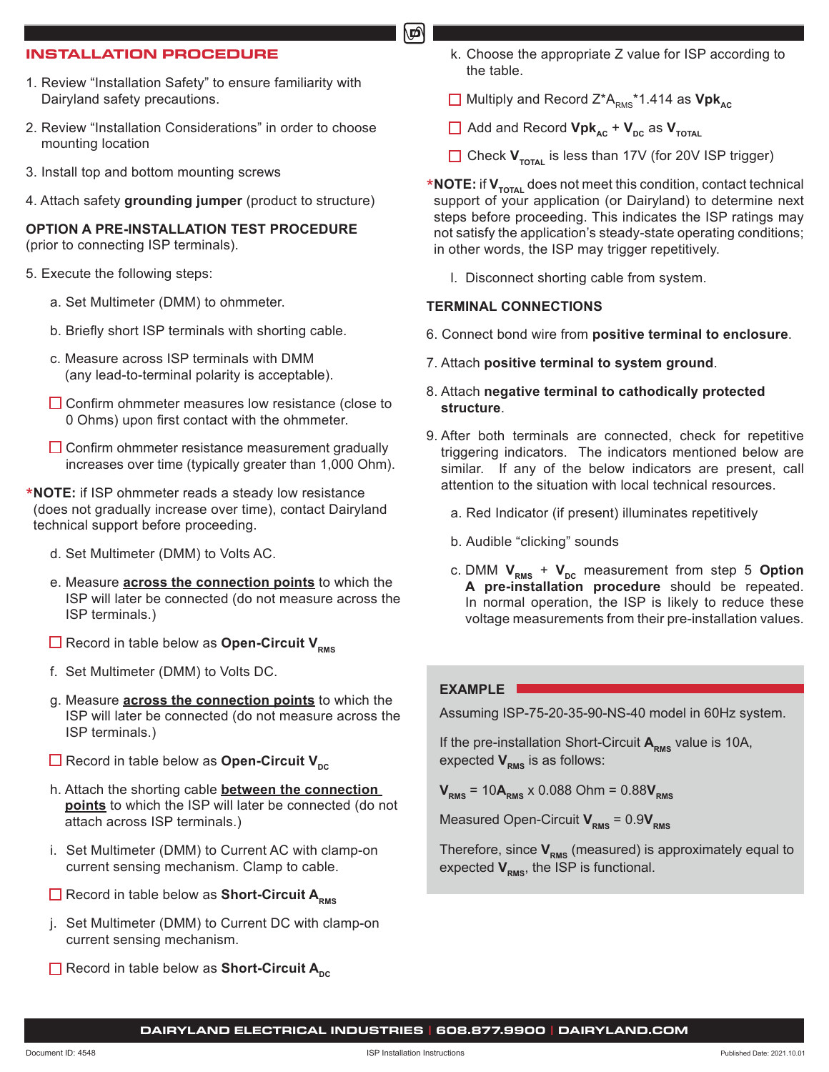## INSTALLATION PROCEDURE

1. Review "Installation Safety" to ensure familiarity with Dairyland safety precautions.

2. Review "Installation Considerations" in order to choose mounting location

3. Install top and bottom mounting screws

4. Attach safety **grounding jumper** (product to structure)

**OPTION A PRE-INSTALLATION TEST PROCEDURE** (prior to connecting ISP terminals).

5. Execute the following steps:

   a. Set Multimeter (DMM) to ohmmeter.

   b. Briefly short ISP terminals with shorting cable.

   c. Measure across ISP terminals with DMM (any lead-to-terminal polarity is acceptable).

   ☐ Confirm ohmmeter measures low resistance (close to 0 Ohms) upon first contact with the ohmmeter.

   ☐ Confirm ohmmeter resistance measurement gradually increases over time (typically greater than 1,000 Ohm).

***NOTE:** if ISP ohmmeter reads a steady low resistance (does not gradually increase over time), contact Dairyland technical support before proceeding.

   d. Set Multimeter (DMM) to Volts AC.

   e. Measure **across the connection points** to which the ISP will later be connected (do not measure across the ISP terminals.)

   ☐ Record in table below as **Open-Circuit $V_{RMS}$**

   f. Set Multimeter (DMM) to Volts DC.

   g. Measure **across the connection points** to which the ISP will later be connected (do not measure across the ISP terminals.)

   ☐ Record in table below as **Open-Circuit $V_{DC}$**

   h. Attach the shorting cable **between the connection points** to which the ISP will later be connected (do not attach across ISP terminals.)

   i. Set Multimeter (DMM) to Current AC with clamp-on current sensing mechanism. Clamp to cable.

   ☐ Record in table below as **Short-Circuit $A_{RMS}$**

   j. Set Multimeter (DMM) to Current DC with clamp-on current sensing mechanism.

   ☐ Record in table below as **Short-Circuit $A_{DC}$**

   k. Choose the appropriate Z value for ISP according to the table.

   ☐ Multiply and Record $Z*A_{RMS}*1.414$ as **$Vpk_{AC}$**

   ☐ Add and Record **$Vpk_{AC}$** + **$V_{DC}$** as **$V_{TOTAL}$**

   ☐ Check **$V_{TOTAL}$** is less than 17V (for 20V ISP trigger)

***NOTE:** if **$V_{TOTAL}$** does not meet this condition, contact technical support of your application (or Dairyland) to determine next steps before proceeding. This indicates the ISP ratings may not satisfy the application's steady-state operating conditions; in other words, the ISP may trigger repetitively.

   l. Disconnect shorting cable from system.

**TERMINAL CONNECTIONS**

6. Connect bond wire from **positive terminal to enclosure**.

7. Attach **positive terminal to system ground**.

8. Attach **negative terminal to cathodically protected structure**.

9. After both terminals are connected, check for repetitive triggering indicators. The indicators mentioned below are similar. If any of the below indicators are present, call attention to the situation with local technical resources.

   a. Red Indicator (if present) illuminates repetitively

   b. Audible "clicking" sounds

   c. DMM **$V_{RMS}$** + **$V_{DC}$** measurement from step 5 **Option A pre-installation procedure** should be repeated. In normal operation, the ISP is likely to reduce these voltage measurements from their pre-installation values.

**EXAMPLE**

Assuming ISP-75-20-35-90-NS-40 model in 60Hz system.

If the pre-installation Short-Circuit **$A_{RMS}$** value is 10A, expected **$V_{RMS}$** is as follows:

**$V_{RMS}$** = 10**$A_{RMS}$** x 0.088 Ohm = 0.88**$V_{RMS}$**

Measured Open-Circuit **$V_{RMS}$** = 0.9**$V_{RMS}$**

Therefore, since **$V_{RMS}$** (measured) is approximately equal to expected **$V_{RMS}$**, the ISP is functional.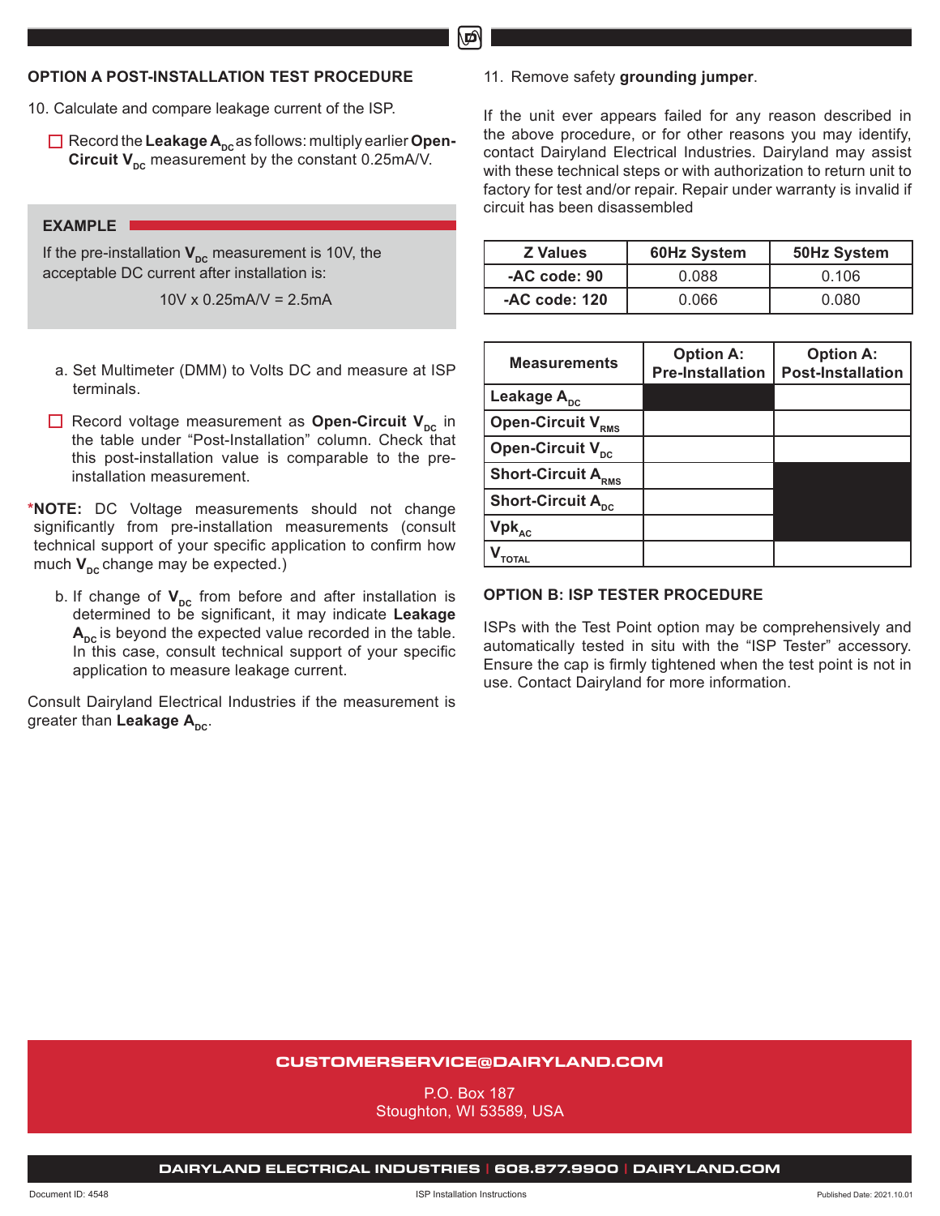## OPTION A POST-INSTALLATION TEST PROCEDURE

10. Calculate and compare leakage current of the ISP.

☐ Record the **Leakage $A_{DC}$** as follows: multiply earlier **Open-Circuit $V_{DC}$** measurement by the constant 0.25mA/V.

**EXAMPLE**

If the pre-installation $V_{DC}$ measurement is 10V, the acceptable DC current after installation is:

10V x 0.25mA/V = 2.5mA

a. Set Multimeter (DMM) to Volts DC and measure at ISP terminals.

☐ Record voltage measurement as **Open-Circuit $V_{DC}$** in the table under "Post-Installation" column. Check that this post-installation value is comparable to the pre-installation measurement.

\***NOTE:** DC Voltage measurements should not change significantly from pre-installation measurements (consult technical support of your specific application to confirm how much $V_{DC}$ change may be expected.)

b. If change of $V_{DC}$ from before and after installation is determined to be significant, it may indicate **Leakage $A_{DC}$** is beyond the expected value recorded in the table. In this case, consult technical support of your specific application to measure leakage current.

Consult Dairyland Electrical Industries if the measurement is greater than **Leakage $A_{DC}$**.

11. Remove safety **grounding jumper**.

If the unit ever appears failed for any reason described in the above procedure, or for other reasons you may identify, contact Dairyland Electrical Industries. Dairyland may assist with these technical steps or with authorization to return unit to factory for test and/or repair. Repair under warranty is invalid if circuit has been disassembled

| Z Values | 60Hz System | 50Hz System |
|---|---|---|
| -AC code: 90 | 0.088 | 0.106 |
| -AC code: 120 | 0.066 | 0.080 |

| Measurements | Option A: Pre-Installation | Option A: Post-Installation |
|---|---|---|
| Leakage $A_{DC}$ | ■ | |
| Open-Circuit $V_{RMS}$ | | |
| Open-Circuit $V_{DC}$ | | |
| Short-Circuit $A_{RMS}$ | | ■ |
| Short-Circuit $A_{DC}$ | | ■ |
| $Vpk_{AC}$ | | ■ |
| $V_{TOTAL}$ | | |

## OPTION B: ISP TESTER PROCEDURE

ISPs with the Test Point option may be comprehensively and automatically tested in situ with the "ISP Tester" accessory. Ensure the cap is firmly tightened when the test point is not in use. Contact Dairyland for more information.

**CUSTOMERSERVICE@DAIRYLAND.COM**

P.O. Box 187
Stoughton, WI 53589, USA

**DAIRYLAND ELECTRICAL INDUSTRIES | 608.877.9900 | DAIRYLAND.COM**

Document ID: 4548 ISP Installation Instructions Published Date: 2021.10.01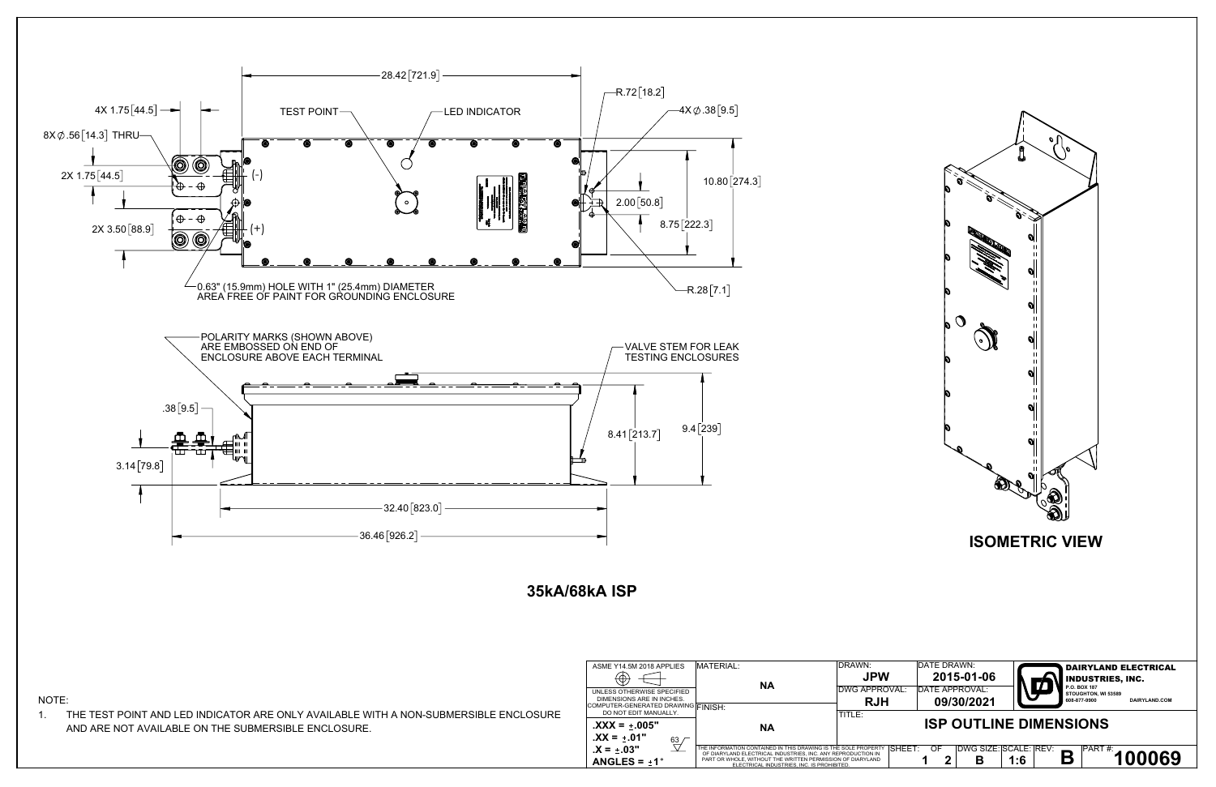4X 1.75 [44.5]

8X ∅.56 [14.3] THRU

2X 1.75 [44.5]

2X 3.50 [88.9]

TEST POINT

LED INDICATOR

28.42 [721.9]

R.72 [18.2]

4X ∅.38 [9.5]

(-)

(+)

2.00 [50.8]

10.80 [274.3]

8.75 [222.3]

R.28 [7.1]

0.63" (15.9mm) HOLE WITH 1" (25.4mm) DIAMETER AREA FREE OF PAINT FOR GROUNDING ENCLOSURE

POLARITY MARKS (SHOWN ABOVE) ARE EMBOSSED ON END OF ENCLOSURE ABOVE EACH TERMINAL

VALVE STEM FOR LEAK TESTING ENCLOSURES

.38 [9.5]

3.14 [79.8]

8.41 [213.7]

9.4 [239]

32.40 [823.0]

36.46 [926.2]

**ISOMETRIC VIEW**

## 35kA/68kA ISP

NOTE:

1. THE TEST POINT AND LED INDICATOR ARE ONLY AVAILABLE WITH A NON-SUBMERSIBLE ENCLOSURE AND ARE NOT AVAILABLE ON THE SUBMERSIBLE ENCLOSURE.

| ASME Y14.5M 2018 APPLIES | MATERIAL: NA | DRAWN: JPW | DATE DRAWN: 2015-01-06 | DAIRYLAND ELECTRICAL INDUSTRIES, INC. P.O. BOX 187 STOUGHTON, WI 53589 608-877-9900 DAIRYLAND.COM |
|---|---|---|---|---|
| UNLESS OTHERWISE SPECIFIED DIMENSIONS ARE IN INCHES. COMPUTER-GENERATED DRAWING DO NOT EDIT MANUALLY. | | DWG APPROVAL: RJH | DATE APPROVAL: 09/30/2021 | |
| .XXX = ±.005" .XX = ±.01" .X = ±.03" ANGLES = ±1° 63 | FINISH: NA | TITLE: ISP OUTLINE DIMENSIONS | | |
| | THE INFORMATION CONTAINED IN THIS DRAWING IS THE SOLE PROPERTY OF DIARYLAND ELECTRICAL INDUSTRIES, INC. ANY REPRODUCTION IN PART OR WHOLE, WITHOUT THE WRITTEN PERMISSION OF DIARYLAND ELECTRICAL INDUSTRIES, INC. IS PROHIBITED. | SHEET: 1 OF 2 | DWG SIZE: B SCALE: 1:6 REV: B | PART #: 100069 |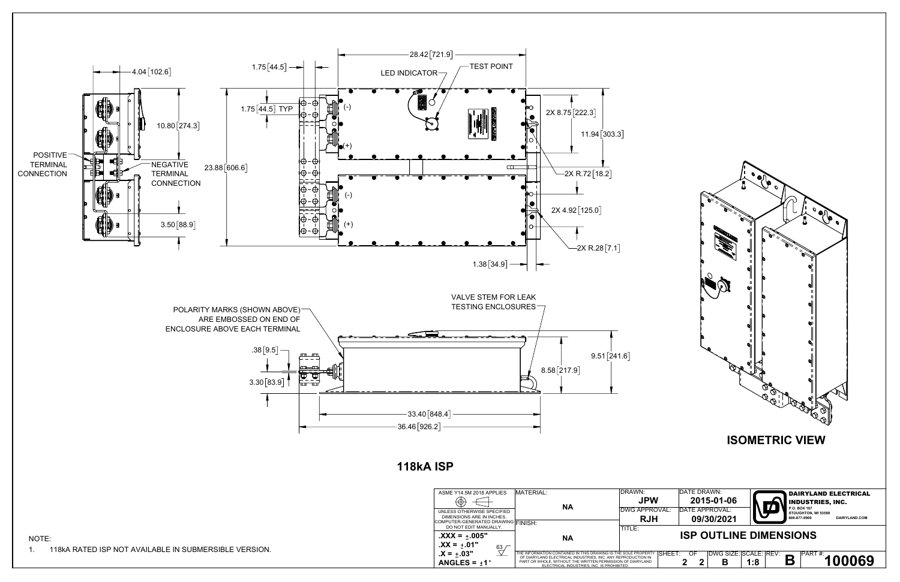**118kA ISP**

**ISOMETRIC VIEW**

4.04 [102.6]

10.80 [274.3]

POSITIVE TERMINAL CONNECTION

NEGATIVE TERMINAL CONNECTION

3.50 [88.9]

23.88 [606.6]

1.75 [44.5]

1.75 [44.5] TYP

28.42 [721.9]

LED INDICATOR

TEST POINT

(-)

(+)

(-)

(+)

2X 8.75 [222.3]

11.94 [303.3]

2X R.72 [18.2]

2X 4.92 [125.0]

2X R.28 [7.1]

1.38 [34.9]

POLARITY MARKS (SHOWN ABOVE) ARE EMBOSSED ON END OF ENCLOSURE ABOVE EACH TERMINAL

VALVE STEM FOR LEAK TESTING ENCLOSURES

.38 [9.5]

3.30 [83.9]

9.51 [241.6]

8.58 [217.9]

33.40 [848.4]

36.46 [926.2]

NOTE:

1. 118kA RATED ISP NOT AVAILABLE IN SUBMERSIBLE VERSION.

| | | | | | |
|---|---|---|---|---|---|
| ASME Y14.5M 2018 APPLIES | MATERIAL: NA | DRAWN: JPW | DATE DRAWN: 2015-01-06 | DAIRYLAND ELECTRICAL INDUSTRIES, INC. P.O. BOX 187 STOUGHTON, WI 53589 608-877-9900 DAIRYLAND.COM | |
| UNLESS OTHERWISE SPECIFIED DIMENSIONS ARE IN INCHES. COMPUTER-GENERATED DRAWING DO NOT EDIT MANUALLY. | FINISH: NA | DWG APPROVAL: RJH | DATE APPROVAL: 09/30/2021 | | |
| .XXX = ±.005" .XX = ±.01" .X = ±.03" ANGLES = ±1° 63 | | TITLE: ISP OUTLINE DIMENSIONS | | | |
| | THE INFORMATION CONTAINED IN THIS DRAWING IS THE SOLE PROPERTY OF DAIRYLAND ELECTRICAL INDUSTRIES, INC. ANY REPRODUCTION IN PART OR WHOLE, WITHOUT THE WRITTEN PERMISSION OF DAIRYLAND ELECTRICAL INDUSTRIES, INC. IS PROHIBITED. | SHEET: 2 OF 2 | DWG SIZE: B | SCALE: 1:8 | REV: B PART #: 100069 |